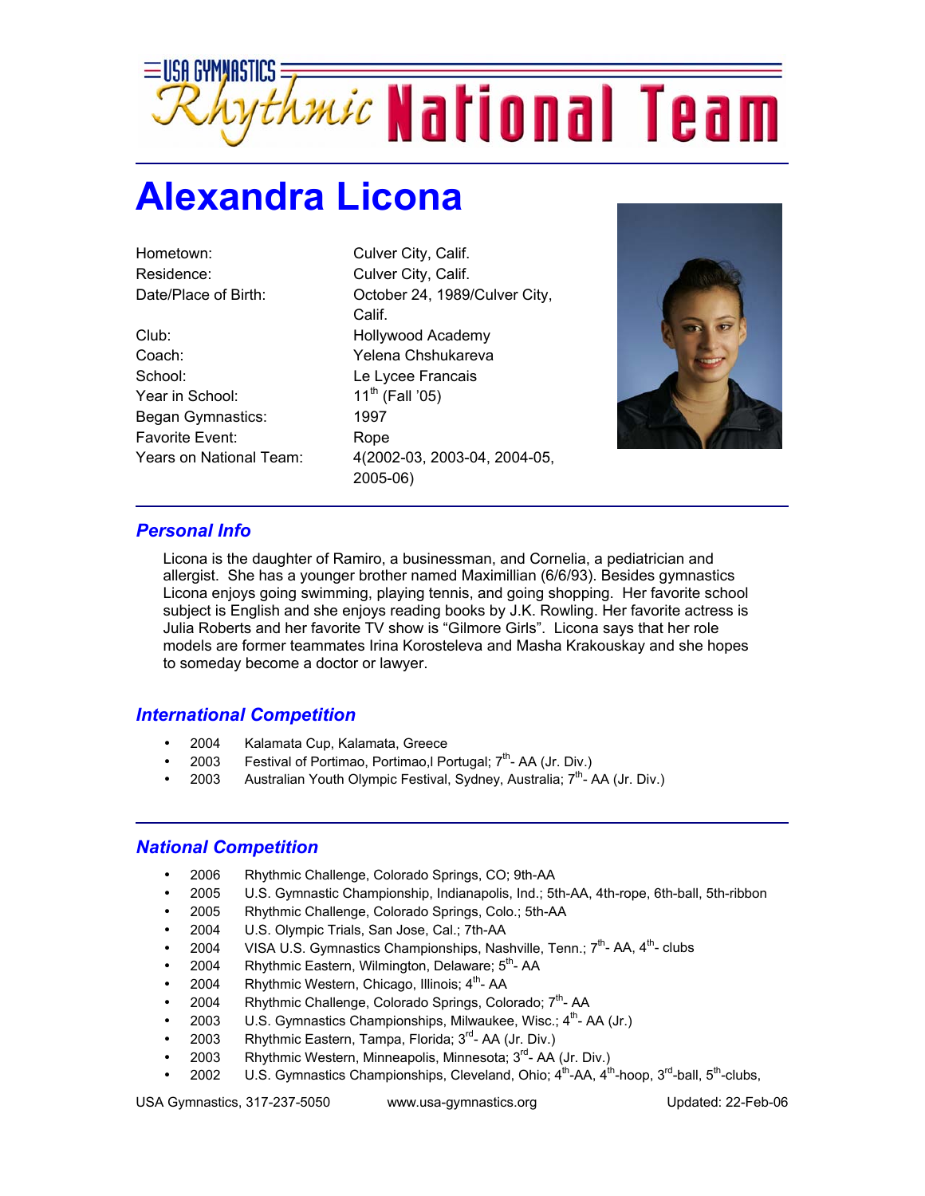# USA Gymnastics Rhythmic National Team

## Alexandra Licona

| | |
|---|---|
| Hometown: | Culver City, Calif. |
| Residence: | Culver City, Calif. |
| Date/Place of Birth: | October 24, 1989/Culver City, Calif. |
| Club: | Hollywood Academy |
| Coach: | Yelena Chshukareva |
| School: | Le Lycee Francais |
| Year in School: | 11th (Fall '05) |
| Began Gymnastics: | 1997 |
| Favorite Event: | Rope |
| Years on National Team: | 4(2002-03, 2003-04, 2004-05, 2005-06) |

### *Personal Info*

Licona is the daughter of Ramiro, a businessman, and Cornelia, a pediatrician and allergist. She has a younger brother named Maximillian (6/6/93). Besides gymnastics Licona enjoys going swimming, playing tennis, and going shopping. Her favorite school subject is English and she enjoys reading books by J.K. Rowling. Her favorite actress is Julia Roberts and her favorite TV show is "Gilmore Girls". Licona says that her role models are former teammates Irina Korosteleva and Masha Krakouskay and she hopes to someday become a doctor or lawyer.

### *International Competition*

- 2004 Kalamata Cup, Kalamata, Greece
- 2003 Festival of Portimao, Portimao,l Portugal; 7th- AA (Jr. Div.)
- 2003 Australian Youth Olympic Festival, Sydney, Australia; 7th- AA (Jr. Div.)

### *National Competition*

- 2006 Rhythmic Challenge, Colorado Springs, CO; 9th-AA
- 2005 U.S. Gymnastic Championship, Indianapolis, Ind.; 5th-AA, 4th-rope, 6th-ball, 5th-ribbon
- 2005 Rhythmic Challenge, Colorado Springs, Colo.; 5th-AA
- 2004 U.S. Olympic Trials, San Jose, Cal.; 7th-AA
- 2004 VISA U.S. Gymnastics Championships, Nashville, Tenn.; 7th- AA, 4th- clubs
- 2004 Rhythmic Eastern, Wilmington, Delaware; 5th- AA
- 2004 Rhythmic Western, Chicago, Illinois; 4th- AA
- 2004 Rhythmic Challenge, Colorado Springs, Colorado; 7th- AA
- 2003 U.S. Gymnastics Championships, Milwaukee, Wisc.; 4th- AA (Jr.)
- 2003 Rhythmic Eastern, Tampa, Florida; 3rd- AA (Jr. Div.)
- 2003 Rhythmic Western, Minneapolis, Minnesota; 3rd- AA (Jr. Div.)
- 2002 U.S. Gymnastics Championships, Cleveland, Ohio; 4th-AA, 4th-hoop, 3rd-ball, 5th-clubs,

USA Gymnastics, 317-237-5050 www.usa-gymnastics.org Updated: 22-Feb-06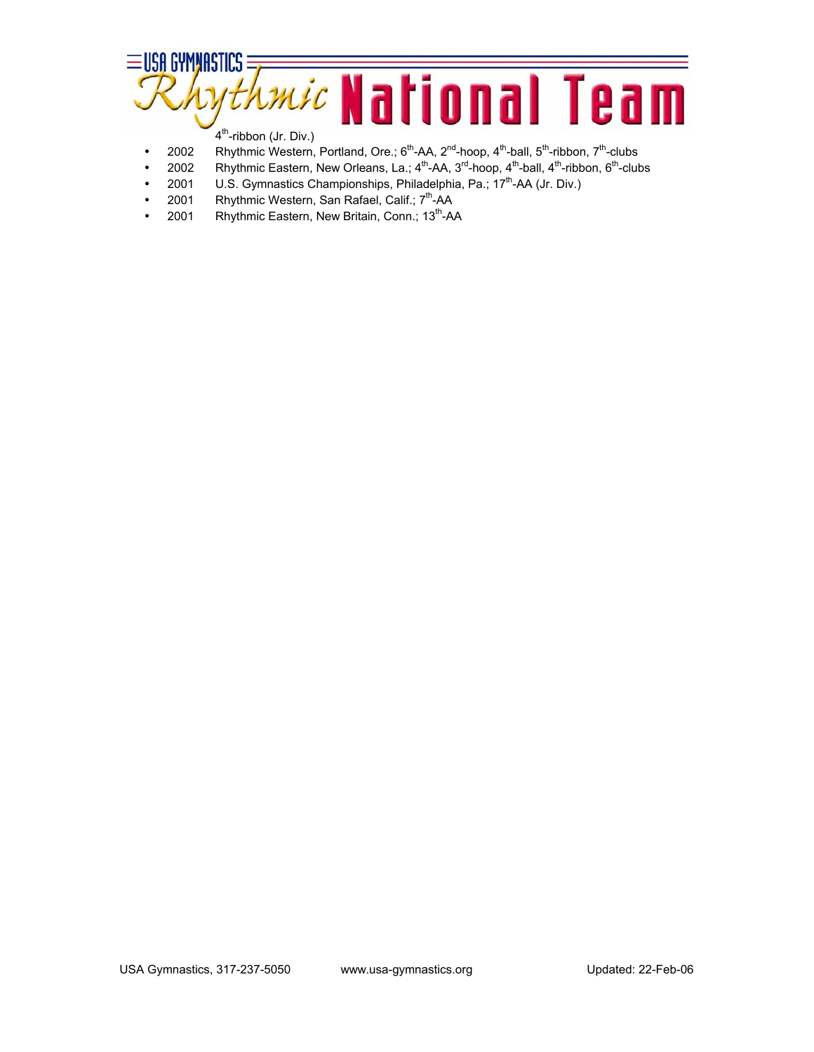4th-ribbon (Jr. Div.)

- 2002 Rhythmic Western, Portland, Ore.; 6th-AA, 2nd-hoop, 4th-ball, 5th-ribbon, 7th-clubs
- 2002 Rhythmic Eastern, New Orleans, La.; 4th-AA, 3rd-hoop, 4th-ball, 4th-ribbon, 6th-clubs
- 2001 U.S. Gymnastics Championships, Philadelphia, Pa.; 17th-AA (Jr. Div.)
- 2001 Rhythmic Western, San Rafael, Calif.; 7th-AA
- 2001 Rhythmic Eastern, New Britain, Conn.; 13th-AA